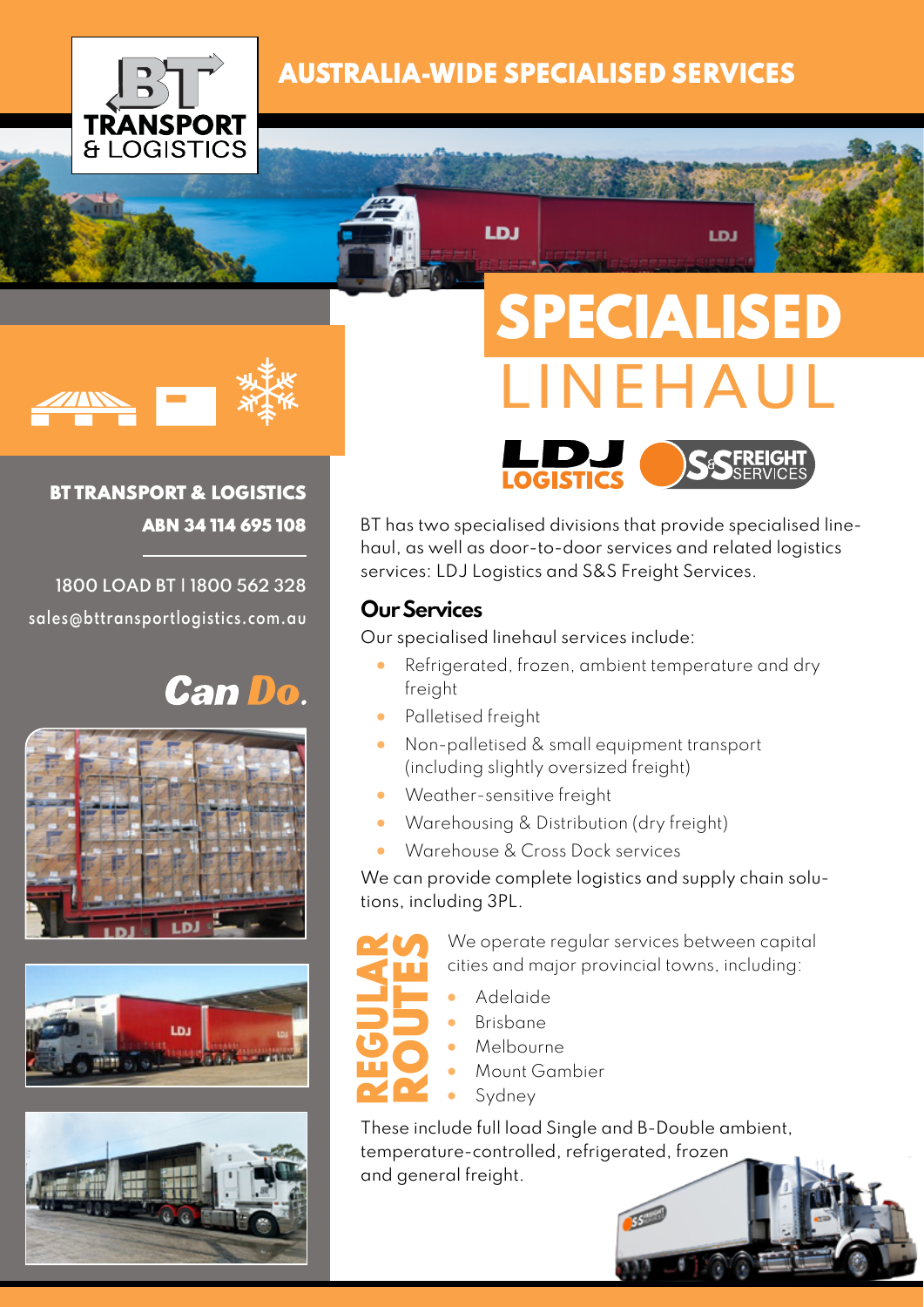# BT TRANSPORT & LOGISTICS

## AUSTRALIA-WIDE SPECIALISED SERVICES

# SPECIALISED LINEHAUL

LDJ LOGISTICS | S&S FREIGHT SERVICES

**BT TRANSPORT & LOGISTICS**
**ABN 34 114 695 108**

1800 LOAD BT | 1800 562 328
sales@bttransportlogistics.com.au

***Can Do.***

BT has two specialised divisions that provide specialised line-haul, as well as door-to-door services and related logistics services: LDJ Logistics and S&S Freight Services.

## Our Services

Our specialised linehaul services include:

- Refrigerated, frozen, ambient temperature and dry freight
- Palletised freight
- Non-palletised & small equipment transport (including slightly oversized freight)
- Weather-sensitive freight
- Warehousing & Distribution (dry freight)
- Warehouse & Cross Dock services

We can provide complete logistics and supply chain solutions, including 3PL.

## REGULAR ROUTES

We operate regular services between capital cities and major provincial towns, including:

- Adelaide
- Brisbane
- Melbourne
- Mount Gambier
- Sydney

These include full load Single and B-Double ambient, temperature-controlled, refrigerated, frozen and general freight.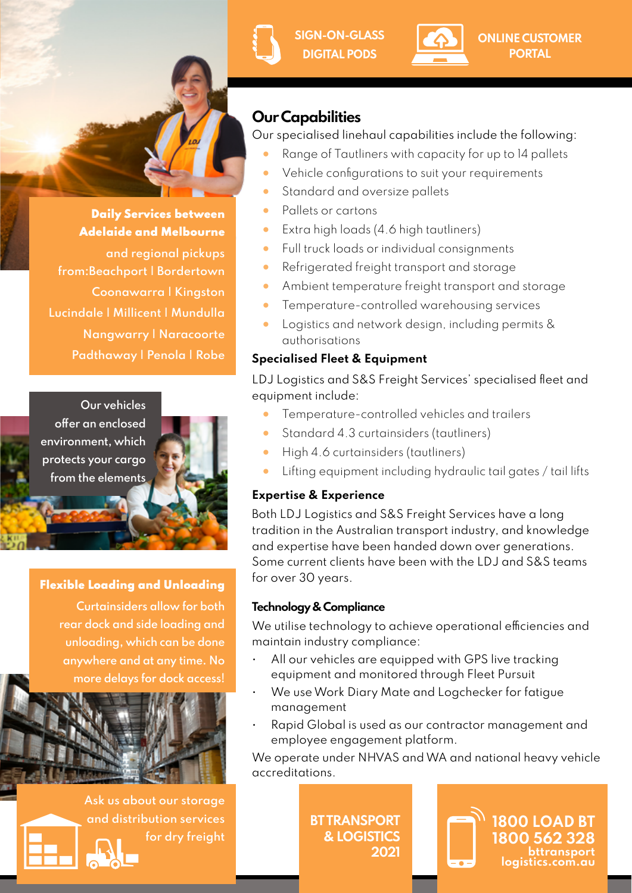SIGN-ON-GLASS DIGITAL PODS

ONLINE CUSTOMER PORTAL

**Daily Services between Adelaide and Melbourne**

and regional pickups from:Beachport | Bordertown Coonawarra | Kingston Lucindale | Millicent | Mundulla Nangwarry | Naracoorte Padthaway | Penola | Robe

Our vehicles offer an enclosed environment, which protects your cargo from the elements

**Flexible Loading and Unloading**

Curtainsiders allow for both rear dock and side loading and unloading, which can be done anywhere and at any time. No more delays for dock access!

Ask us about our storage and distribution services for dry freight

## Our Capabilities

Our specialised linehaul capabilities include the following:

- Range of Tautliners with capacity for up to 14 pallets
- Vehicle configurations to suit your requirements
- Standard and oversize pallets
- Pallets or cartons
- Extra high loads (4.6 high tautliners)
- Full truck loads or individual consignments
- Refrigerated freight transport and storage
- Ambient temperature freight transport and storage
- Temperature-controlled warehousing services
- Logistics and network design, including permits & authorisations

### Specialised Fleet & Equipment

LDJ Logistics and S&S Freight Services' specialised fleet and equipment include:

- Temperature-controlled vehicles and trailers
- Standard 4.3 curtainsiders (tautliners)
- High 4.6 curtainsiders (tautliners)
- Lifting equipment including hydraulic tail gates / tail lifts

### Expertise & Experience

Both LDJ Logistics and S&S Freight Services have a long tradition in the Australian transport industry, and knowledge and expertise have been handed down over generations. Some current clients have been with the LDJ and S&S teams for over 30 years.

### Technology & Compliance

We utilise technology to achieve operational efficiencies and maintain industry compliance:

- All our vehicles are equipped with GPS live tracking equipment and monitored through Fleet Pursuit
- We use Work Diary Mate and Logchecker for fatigue management
- Rapid Global is used as our contractor management and employee engagement platform.

We operate under NHVAS and WA and national heavy vehicle accreditations.

**BT TRANSPORT & LOGISTICS 2021**

**1800 LOAD BT**
**1800 562 328**
**bttransport logistics.com.au**